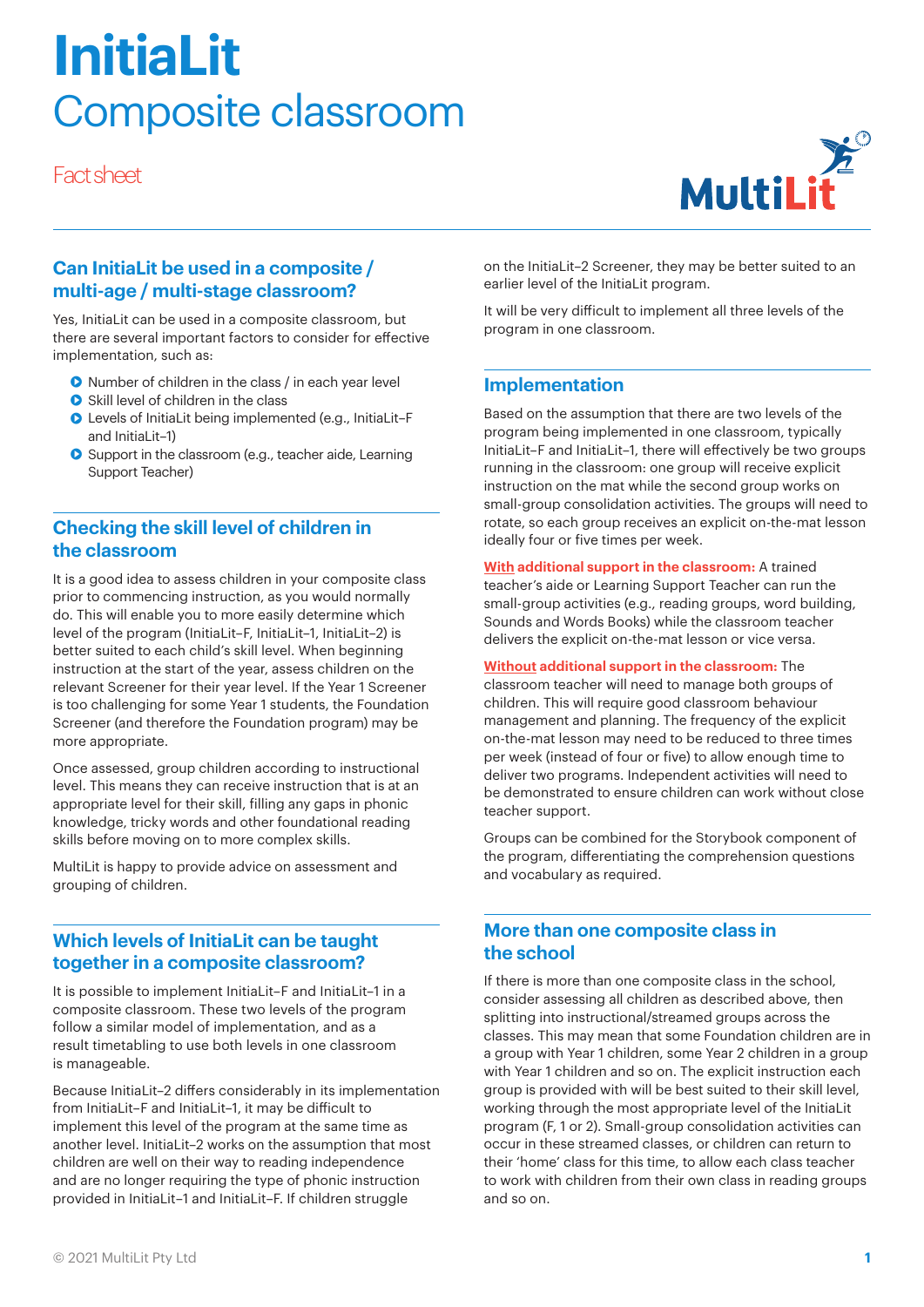# InitiaLit

# Composite classroom

Fact sheet

## Can InitiaLit be used in a composite / multi-age / multi-stage classroom?

Yes, InitiaLit can be used in a composite classroom, but there are several important factors to consider for effective implementation, such as:

- Number of children in the class / in each year level
- Skill level of children in the class
- Levels of InitiaLit being implemented (e.g., InitiaLit–F and InitiaLit–1)
- Support in the classroom (e.g., teacher aide, Learning Support Teacher)

## Checking the skill level of children in the classroom

It is a good idea to assess children in your composite class prior to commencing instruction, as you would normally do. This will enable you to more easily determine which level of the program (InitiaLit–F, InitiaLit–1, InitiaLit–2) is better suited to each child's skill level. When beginning instruction at the start of the year, assess children on the relevant Screener for their year level. If the Year 1 Screener is too challenging for some Year 1 students, the Foundation Screener (and therefore the Foundation program) may be more appropriate.

Once assessed, group children according to instructional level. This means they can receive instruction that is at an appropriate level for their skill, filling any gaps in phonic knowledge, tricky words and other foundational reading skills before moving on to more complex skills.

MultiLit is happy to provide advice on assessment and grouping of children.

## Which levels of InitiaLit can be taught together in a composite classroom?

It is possible to implement InitiaLit–F and InitiaLit–1 in a composite classroom. These two levels of the program follow a similar model of implementation, and as a result timetabling to use both levels in one classroom is manageable.

Because InitiaLit–2 differs considerably in its implementation from InitiaLit–F and InitiaLit–1, it may be difficult to implement this level of the program at the same time as another level. InitiaLit–2 works on the assumption that most children are well on their way to reading independence and are no longer requiring the type of phonic instruction provided in InitiaLit–1 and InitiaLit–F. If children struggle on the InitiaLit–2 Screener, they may be better suited to an earlier level of the InitiaLit program.

It will be very difficult to implement all three levels of the program in one classroom.

## Implementation

Based on the assumption that there are two levels of the program being implemented in one classroom, typically InitiaLit–F and InitiaLit–1, there will effectively be two groups running in the classroom: one group will receive explicit instruction on the mat while the second group works on small-group consolidation activities. The groups will need to rotate, so each group receives an explicit on-the-mat lesson ideally four or five times per week.

**With additional support in the classroom:** A trained teacher's aide or Learning Support Teacher can run the small-group activities (e.g., reading groups, word building, Sounds and Words Books) while the classroom teacher delivers the explicit on-the-mat lesson or vice versa.

**Without additional support in the classroom:** The classroom teacher will need to manage both groups of children. This will require good classroom behaviour management and planning. The frequency of the explicit on-the-mat lesson may need to be reduced to three times per week (instead of four or five) to allow enough time to deliver two programs. Independent activities will need to be demonstrated to ensure children can work without close teacher support.

Groups can be combined for the Storybook component of the program, differentiating the comprehension questions and vocabulary as required.

## More than one composite class in the school

If there is more than one composite class in the school, consider assessing all children as described above, then splitting into instructional/streamed groups across the classes. This may mean that some Foundation children are in a group with Year 1 children, some Year 2 children in a group with Year 1 children and so on. The explicit instruction each group is provided with will be best suited to their skill level, working through the most appropriate level of the InitiaLit program (F, 1 or 2). Small-group consolidation activities can occur in these streamed classes, or children can return to their 'home' class for this time, to allow each class teacher to work with children from their own class in reading groups and so on.

© 2021 MultiLit Pty Ltd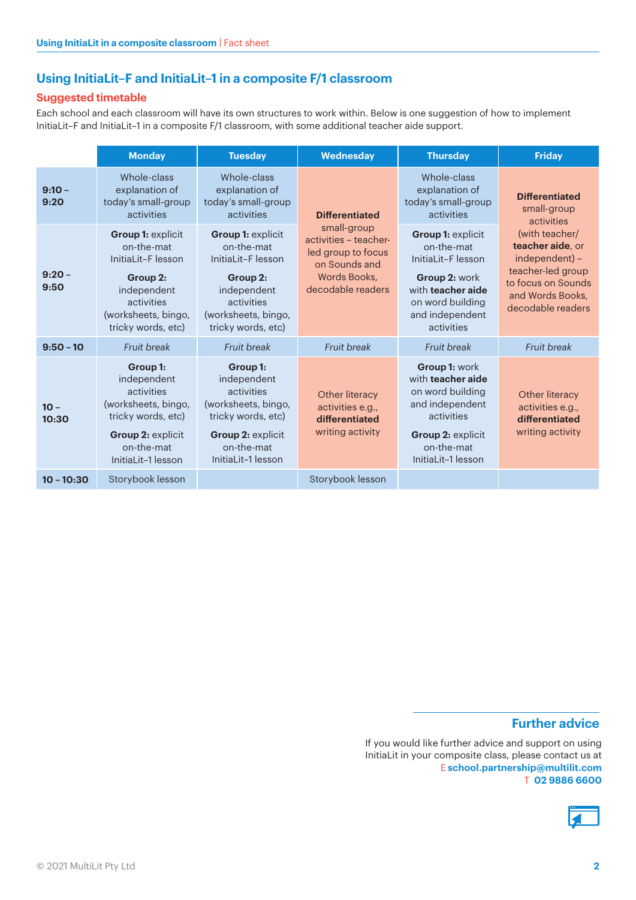## Using InitiaLit–F and InitiaLit–1 in a composite F/1 classroom

### Suggested timetable

Each school and each classroom will have its own structures to work within. Below is one suggestion of how to implement InitiaLit–F and InitiaLit–1 in a composite F/1 classroom, with some additional teacher aide support.

| | Monday | Tuesday | Wednesday | Thursday | Friday |
|---|---|---|---|---|---|
| **9:10 – 9:20** | Whole-class explanation of today's small-group activities | Whole-class explanation of today's small-group activities | **Differentiated** small-group activities – teacher-led group to focus on Sounds and Words Books, decodable readers | Whole-class explanation of today's small-group activities | **Differentiated** small-group activities (with teacher/ **teacher aide**, or independent) – teacher-led group to focus on Sounds and Words Books, decodable readers |
| **9:20 – 9:50** | **Group 1:** explicit on-the-mat InitiaLit–F lesson<br>**Group 2:** independent activities (worksheets, bingo, tricky words, etc) | **Group 1:** explicit on-the-mat InitiaLit–F lesson<br>**Group 2:** independent activities (worksheets, bingo, tricky words, etc) | | **Group 1:** explicit on-the-mat InitiaLit–F lesson<br>**Group 2:** work with **teacher aide** on word building and independent activities | |
| **9:50 – 10** | *Fruit break* | *Fruit break* | *Fruit break* | *Fruit break* | *Fruit break* |
| **10 – 10:30** | **Group 1:** independent activities (worksheets, bingo, tricky words, etc)<br>**Group 2:** explicit on-the-mat InitiaLit–1 lesson | **Group 1:** independent activities (worksheets, bingo, tricky words, etc)<br>**Group 2:** explicit on-the-mat InitiaLit–1 lesson | Other literacy activities e.g., **differentiated** writing activity | **Group 1:** work with **teacher aide** on word building and independent activities<br>**Group 2:** explicit on-the-mat InitiaLit–1 lesson | Other literacy activities e.g., **differentiated** writing activity |
| **10 – 10:30** | Storybook lesson | | Storybook lesson | | |

## Further advice

If you would like further advice and support on using InitiaLit in your composite class, please contact us at
E **school.partnership@multilit.com**
T **02 9886 6600**

© 2021 MultiLit Pty Ltd